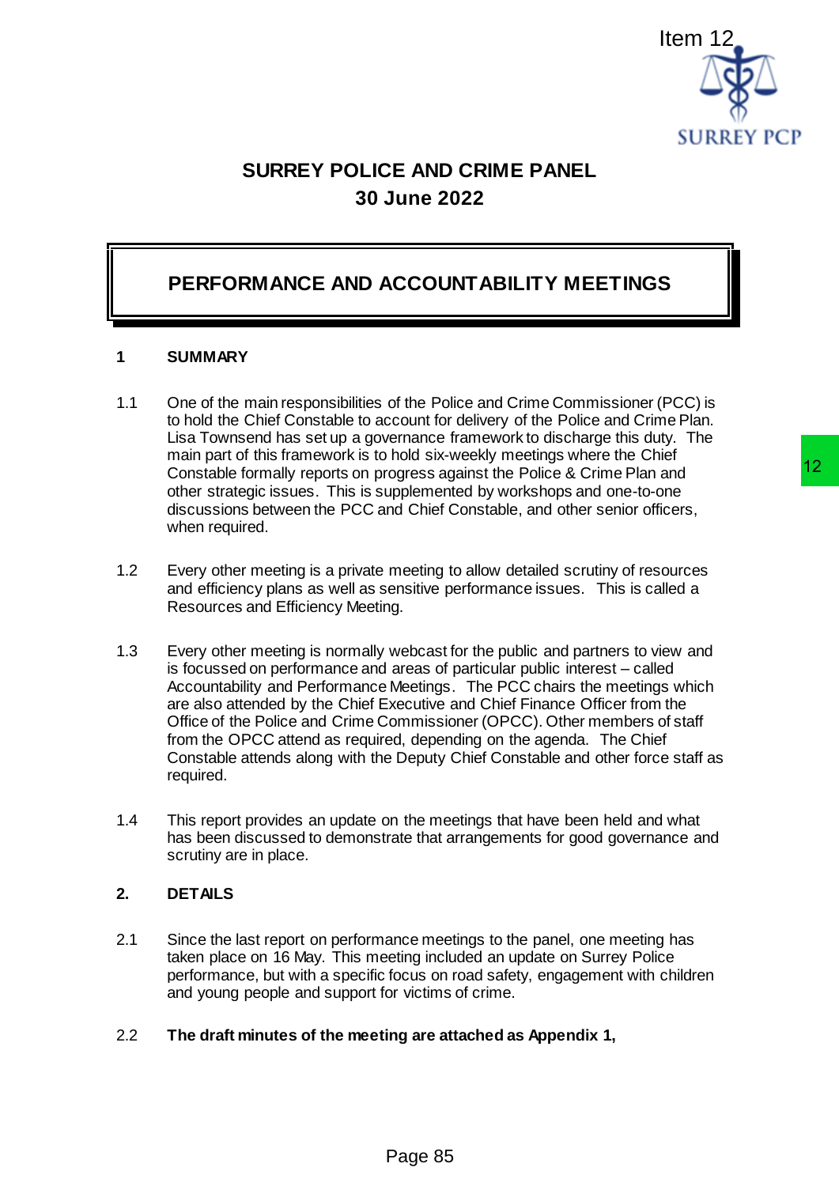Item 12

# SURREY POLICE AND CRIME PANEL

## 30 June 2022

## PERFORMANCE AND ACCOUNTABILITY MEETINGS

### 1 SUMMARY

1.1 One of the main responsibilities of the Police and Crime Commissioner (PCC) is to hold the Chief Constable to account for delivery of the Police and Crime Plan. Lisa Townsend has set up a governance framework to discharge this duty. The main part of this framework is to hold six-weekly meetings where the Chief Constable formally reports on progress against the Police & Crime Plan and other strategic issues. This is supplemented by workshops and one-to-one discussions between the PCC and Chief Constable, and other senior officers, when required.

1.2 Every other meeting is a private meeting to allow detailed scrutiny of resources and efficiency plans as well as sensitive performance issues. This is called a Resources and Efficiency Meeting.

1.3 Every other meeting is normally webcast for the public and partners to view and is focussed on performance and areas of particular public interest – called Accountability and Performance Meetings. The PCC chairs the meetings which are also attended by the Chief Executive and Chief Finance Officer from the Office of the Police and Crime Commissioner (OPCC). Other members of staff from the OPCC attend as required, depending on the agenda. The Chief Constable attends along with the Deputy Chief Constable and other force staff as required.

1.4 This report provides an update on the meetings that have been held and what has been discussed to demonstrate that arrangements for good governance and scrutiny are in place.

### 2. DETAILS

2.1 Since the last report on performance meetings to the panel, one meeting has taken place on 16 May. This meeting included an update on Surrey Police performance, but with a specific focus on road safety, engagement with children and young people and support for victims of crime.

2.2 **The draft minutes of the meeting are attached as Appendix 1,**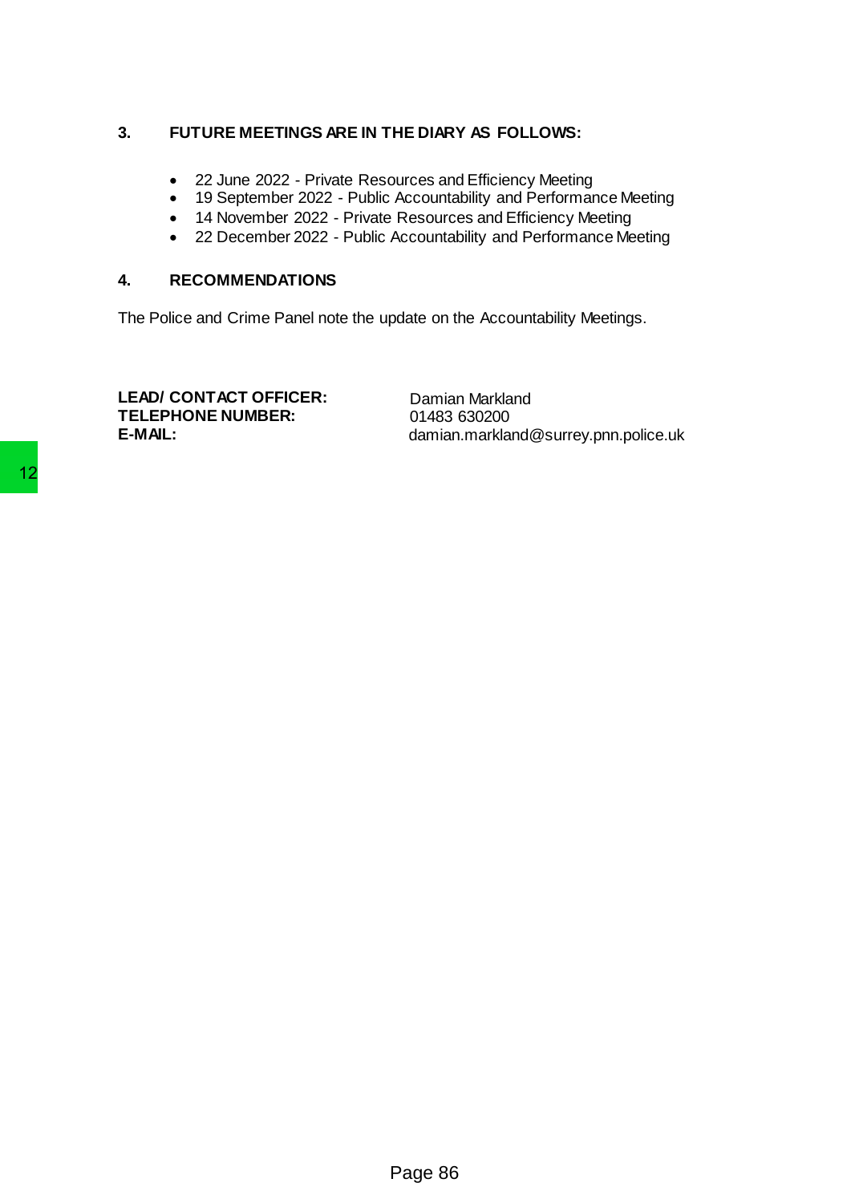## 3. FUTURE MEETINGS ARE IN THE DIARY AS FOLLOWS:

- 22 June 2022 - Private Resources and Efficiency Meeting
- 19 September 2022 - Public Accountability and Performance Meeting
- 14 November 2022 - Private Resources and Efficiency Meeting
- 22 December 2022 - Public Accountability and Performance Meeting

## 4. RECOMMENDATIONS

The Police and Crime Panel note the update on the Accountability Meetings.

**LEAD/ CONTACT OFFICER:** Damian Markland
**TELEPHONE NUMBER:** 01483 630200
**E-MAIL:** damian.markland@surrey.pnn.police.uk